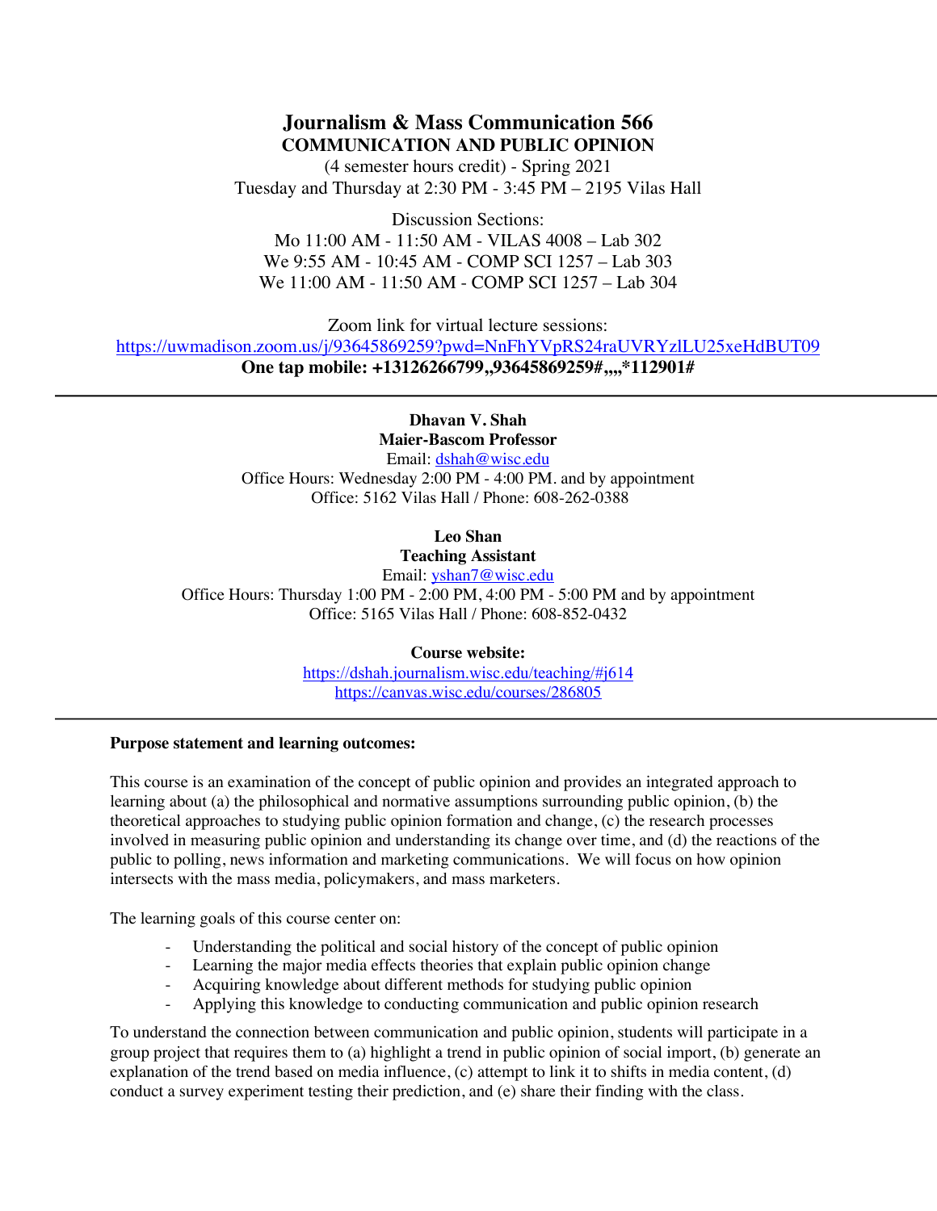# Journalism & Mass Communication 566

## COMMUNICATION AND PUBLIC OPINION

(4 semester hours credit) - Spring 2021
Tuesday and Thursday at 2:30 PM - 3:45 PM – 2195 Vilas Hall

Discussion Sections:
Mo 11:00 AM - 11:50 AM - VILAS 4008 – Lab 302
We 9:55 AM - 10:45 AM - COMP SCI 1257 – Lab 303
We 11:00 AM - 11:50 AM - COMP SCI 1257 – Lab 304

Zoom link for virtual lecture sessions:
https://uwmadison.zoom.us/j/93645869259?pwd=NnFhYVpRS24raUVRYzlLU25xeHdBUT09
**One tap mobile: +13126266799,,93645869259#,,,,*112901#**

---

**Dhavan V. Shah**
**Maier-Bascom Professor**
Email: dshah@wisc.edu
Office Hours: Wednesday 2:00 PM - 4:00 PM. and by appointment
Office: 5162 Vilas Hall / Phone: 608-262-0388

**Leo Shan**
**Teaching Assistant**
Email: yshan7@wisc.edu
Office Hours: Thursday 1:00 PM - 2:00 PM, 4:00 PM - 5:00 PM and by appointment
Office: 5165 Vilas Hall / Phone: 608-852-0432

**Course website:**
https://dshah.journalism.wisc.edu/teaching/#j614
https://canvas.wisc.edu/courses/286805

---

**Purpose statement and learning outcomes:**

This course is an examination of the concept of public opinion and provides an integrated approach to learning about (a) the philosophical and normative assumptions surrounding public opinion, (b) the theoretical approaches to studying public opinion formation and change, (c) the research processes involved in measuring public opinion and understanding its change over time, and (d) the reactions of the public to polling, news information and marketing communications. We will focus on how opinion intersects with the mass media, policymakers, and mass marketers.

The learning goals of this course center on:

- Understanding the political and social history of the concept of public opinion
- Learning the major media effects theories that explain public opinion change
- Acquiring knowledge about different methods for studying public opinion
- Applying this knowledge to conducting communication and public opinion research

To understand the connection between communication and public opinion, students will participate in a group project that requires them to (a) highlight a trend in public opinion of social import, (b) generate an explanation of the trend based on media influence, (c) attempt to link it to shifts in media content, (d) conduct a survey experiment testing their prediction, and (e) share their finding with the class.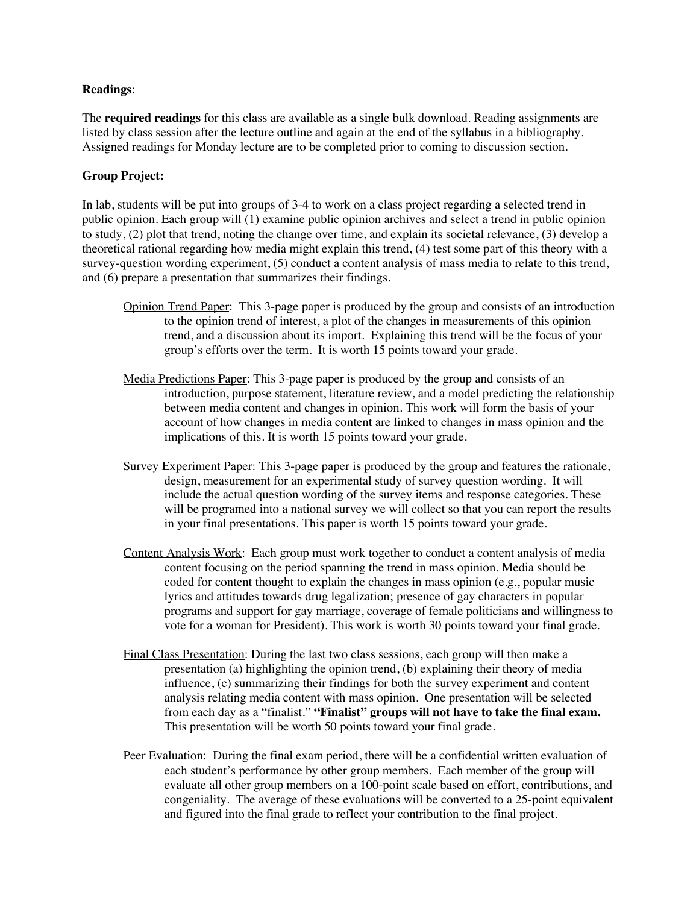**Readings**:

The **required readings** for this class are available as a single bulk download. Reading assignments are listed by class session after the lecture outline and again at the end of the syllabus in a bibliography. Assigned readings for Monday lecture are to be completed prior to coming to discussion section.

**Group Project:**

In lab, students will be put into groups of 3-4 to work on a class project regarding a selected trend in public opinion. Each group will (1) examine public opinion archives and select a trend in public opinion to study, (2) plot that trend, noting the change over time, and explain its societal relevance, (3) develop a theoretical rational regarding how media might explain this trend, (4) test some part of this theory with a survey-question wording experiment, (5) conduct a content analysis of mass media to relate to this trend, and (6) prepare a presentation that summarizes their findings.

<u>Opinion Trend Paper</u>: This 3-page paper is produced by the group and consists of an introduction to the opinion trend of interest, a plot of the changes in measurements of this opinion trend, and a discussion about its import. Explaining this trend will be the focus of your group's efforts over the term. It is worth 15 points toward your grade.

<u>Media Predictions Paper</u>: This 3-page paper is produced by the group and consists of an introduction, purpose statement, literature review, and a model predicting the relationship between media content and changes in opinion. This work will form the basis of your account of how changes in media content are linked to changes in mass opinion and the implications of this. It is worth 15 points toward your grade.

<u>Survey Experiment Paper</u>: This 3-page paper is produced by the group and features the rationale, design, measurement for an experimental study of survey question wording. It will include the actual question wording of the survey items and response categories. These will be programed into a national survey we will collect so that you can report the results in your final presentations. This paper is worth 15 points toward your grade.

<u>Content Analysis Work</u>: Each group must work together to conduct a content analysis of media content focusing on the period spanning the trend in mass opinion. Media should be coded for content thought to explain the changes in mass opinion (e.g., popular music lyrics and attitudes towards drug legalization; presence of gay characters in popular programs and support for gay marriage, coverage of female politicians and willingness to vote for a woman for President). This work is worth 30 points toward your final grade.

<u>Final Class Presentation</u>: During the last two class sessions, each group will then make a presentation (a) highlighting the opinion trend, (b) explaining their theory of media influence, (c) summarizing their findings for both the survey experiment and content analysis relating media content with mass opinion. One presentation will be selected from each day as a "finalist." **"Finalist" groups will not have to take the final exam.** This presentation will be worth 50 points toward your final grade.

<u>Peer Evaluation</u>: During the final exam period, there will be a confidential written evaluation of each student's performance by other group members. Each member of the group will evaluate all other group members on a 100-point scale based on effort, contributions, and congeniality. The average of these evaluations will be converted to a 25-point equivalent and figured into the final grade to reflect your contribution to the final project.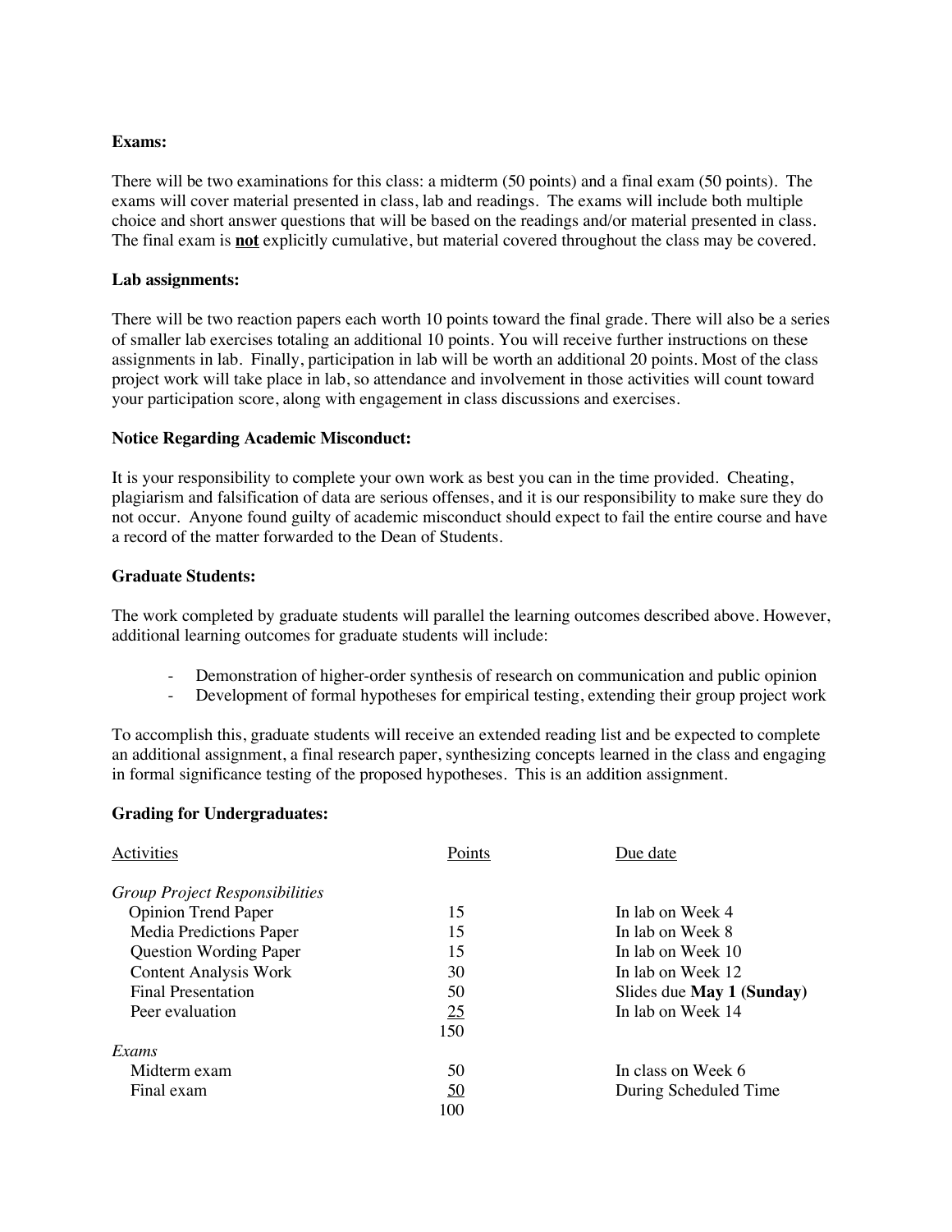**Exams:**

There will be two examinations for this class: a midterm (50 points) and a final exam (50 points). The exams will cover material presented in class, lab and readings. The exams will include both multiple choice and short answer questions that will be based on the readings and/or material presented in class. The final exam is **not** explicitly cumulative, but material covered throughout the class may be covered.

**Lab assignments:**

There will be two reaction papers each worth 10 points toward the final grade. There will also be a series of smaller lab exercises totaling an additional 10 points. You will receive further instructions on these assignments in lab. Finally, participation in lab will be worth an additional 20 points. Most of the class project work will take place in lab, so attendance and involvement in those activities will count toward your participation score, along with engagement in class discussions and exercises.

**Notice Regarding Academic Misconduct:**

It is your responsibility to complete your own work as best you can in the time provided. Cheating, plagiarism and falsification of data are serious offenses, and it is our responsibility to make sure they do not occur. Anyone found guilty of academic misconduct should expect to fail the entire course and have a record of the matter forwarded to the Dean of Students.

**Graduate Students:**

The work completed by graduate students will parallel the learning outcomes described above. However, additional learning outcomes for graduate students will include:

- Demonstration of higher-order synthesis of research on communication and public opinion
- Development of formal hypotheses for empirical testing, extending their group project work

To accomplish this, graduate students will receive an extended reading list and be expected to complete an additional assignment, a final research paper, synthesizing concepts learned in the class and engaging in formal significance testing of the proposed hypotheses. This is an addition assignment.

**Grading for Undergraduates:**

| Activities | Points | Due date |
|---|---|---|
| *Group Project Responsibilities* | | |
| Opinion Trend Paper | 15 | In lab on Week 4 |
| Media Predictions Paper | 15 | In lab on Week 8 |
| Question Wording Paper | 15 | In lab on Week 10 |
| Content Analysis Work | 30 | In lab on Week 12 |
| Final Presentation | 50 | Slides due **May 1 (Sunday)** |
| Peer evaluation | 25 | In lab on Week 14 |
| | 150 | |
| *Exams* | | |
| Midterm exam | 50 | In class on Week 6 |
| Final exam | 50 | During Scheduled Time |
| | 100 | |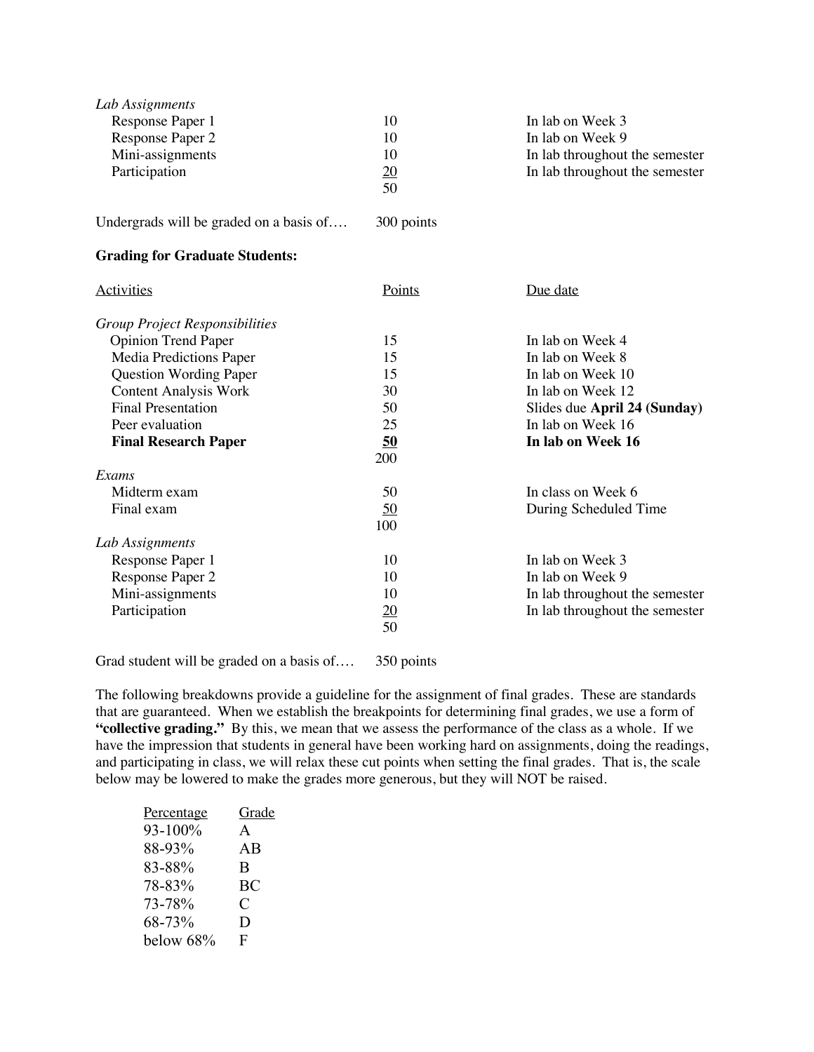| | | |
|---|---|---|
| *Lab Assignments* | | |
| Response Paper 1 | 10 | In lab on Week 3 |
| Response Paper 2 | 10 | In lab on Week 9 |
| Mini-assignments | 10 | In lab throughout the semester |
| Participation | 20 | In lab throughout the semester |
| | 50 | |

Undergrads will be graded on a basis of…. 300 points

**Grading for Graduate Students:**

| Activities | Points | Due date |
|---|---|---|
| *Group Project Responsibilities* | | |
| Opinion Trend Paper | 15 | In lab on Week 4 |
| Media Predictions Paper | 15 | In lab on Week 8 |
| Question Wording Paper | 15 | In lab on Week 10 |
| Content Analysis Work | 30 | In lab on Week 12 |
| Final Presentation | 50 | Slides due **April 24 (Sunday)** |
| Peer evaluation | 25 | In lab on Week 16 |
| **Final Research Paper** | **50** | **In lab on Week 16** |
| | 200 | |
| *Exams* | | |
| Midterm exam | 50 | In class on Week 6 |
| Final exam | 50 | During Scheduled Time |
| | 100 | |
| *Lab Assignments* | | |
| Response Paper 1 | 10 | In lab on Week 3 |
| Response Paper 2 | 10 | In lab on Week 9 |
| Mini-assignments | 10 | In lab throughout the semester |
| Participation | 20 | In lab throughout the semester |
| | 50 | |

Grad student will be graded on a basis of…. 350 points

The following breakdowns provide a guideline for the assignment of final grades. These are standards that are guaranteed. When we establish the breakpoints for determining final grades, we use a form of **"collective grading."** By this, we mean that we assess the performance of the class as a whole. If we have the impression that students in general have been working hard on assignments, doing the readings, and participating in class, we will relax these cut points when setting the final grades. That is, the scale below may be lowered to make the grades more generous, but they will NOT be raised.

| Percentage | Grade |
|---|---|
| 93-100% | A |
| 88-93% | AB |
| 83-88% | B |
| 78-83% | BC |
| 73-78% | C |
| 68-73% | D |
| below 68% | F |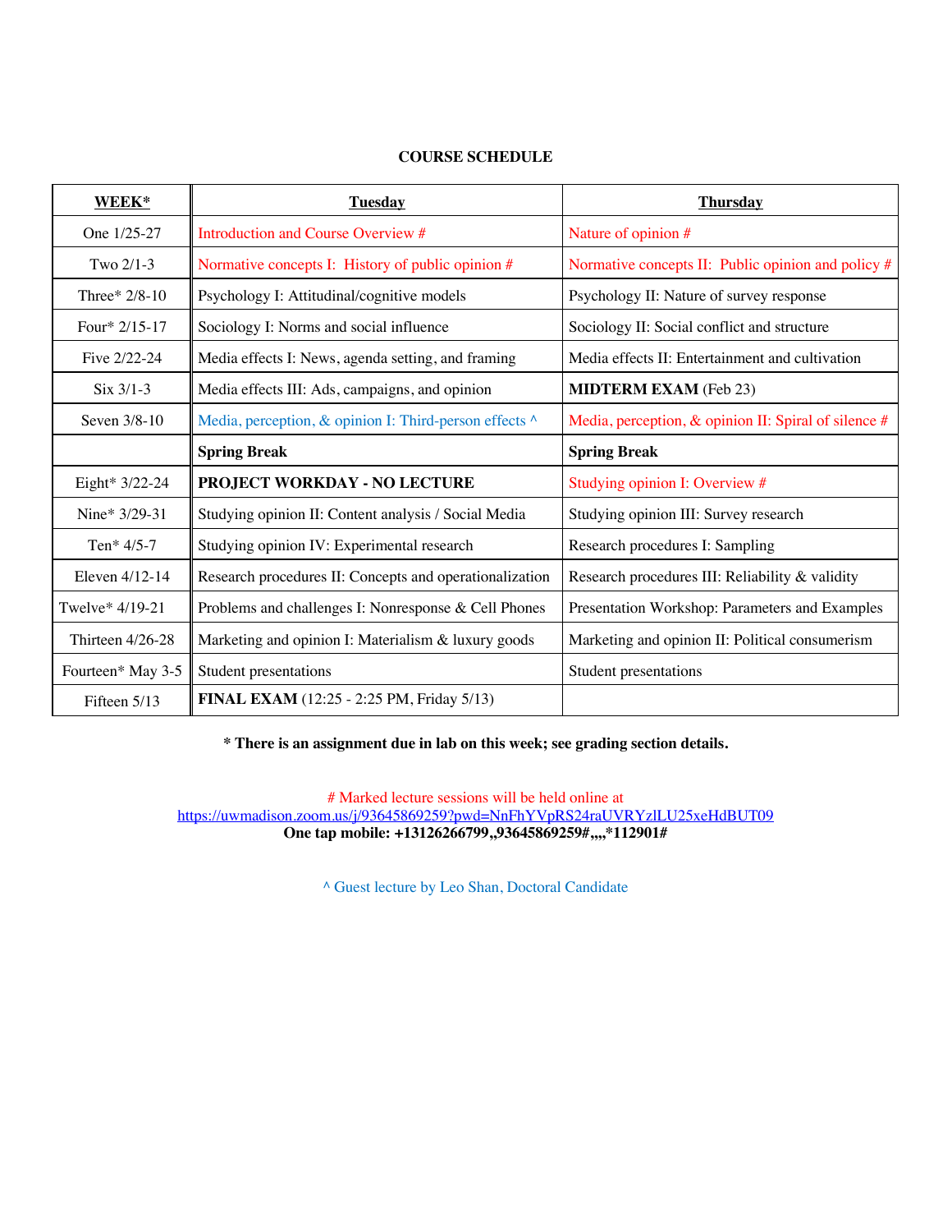**COURSE SCHEDULE**

| WEEK* | Tuesday | Thursday |
|---|---|---|
| One 1/25-27 | Introduction and Course Overview # | Nature of opinion # |
| Two 2/1-3 | Normative concepts I: History of public opinion # | Normative concepts II: Public opinion and policy # |
| Three* 2/8-10 | Psychology I: Attitudinal/cognitive models | Psychology II: Nature of survey response |
| Four* 2/15-17 | Sociology I: Norms and social influence | Sociology II: Social conflict and structure |
| Five 2/22-24 | Media effects I: News, agenda setting, and framing | Media effects II: Entertainment and cultivation |
| Six 3/1-3 | Media effects III: Ads, campaigns, and opinion | **MIDTERM EXAM** (Feb 23) |
| Seven 3/8-10 | Media, perception, & opinion I: Third-person effects ^ | Media, perception, & opinion II: Spiral of silence # |
| | **Spring Break** | **Spring Break** |
| Eight* 3/22-24 | **PROJECT WORKDAY - NO LECTURE** | Studying opinion I: Overview # |
| Nine* 3/29-31 | Studying opinion II: Content analysis / Social Media | Studying opinion III: Survey research |
| Ten* 4/5-7 | Studying opinion IV: Experimental research | Research procedures I: Sampling |
| Eleven 4/12-14 | Research procedures II: Concepts and operationalization | Research procedures III: Reliability & validity |
| Twelve* 4/19-21 | Problems and challenges I: Nonresponse & Cell Phones | Presentation Workshop: Parameters and Examples |
| Thirteen 4/26-28 | Marketing and opinion I: Materialism & luxury goods | Marketing and opinion II: Political consumerism |
| Fourteen* May 3-5 | Student presentations | Student presentations |
| Fifteen 5/13 | **FINAL EXAM** (12:25 - 2:25 PM, Friday 5/13) | |

**\* There is an assignment due in lab on this week; see grading section details.**

\# Marked lecture sessions will be held online at
https://uwmadison.zoom.us/j/93645869259?pwd=NnFhYVpRS24raUVRYzlLU25xeHdBUT09
**One tap mobile: +13126266799,,93645869259#,,,,*112901#**

^ Guest lecture by Leo Shan, Doctoral Candidate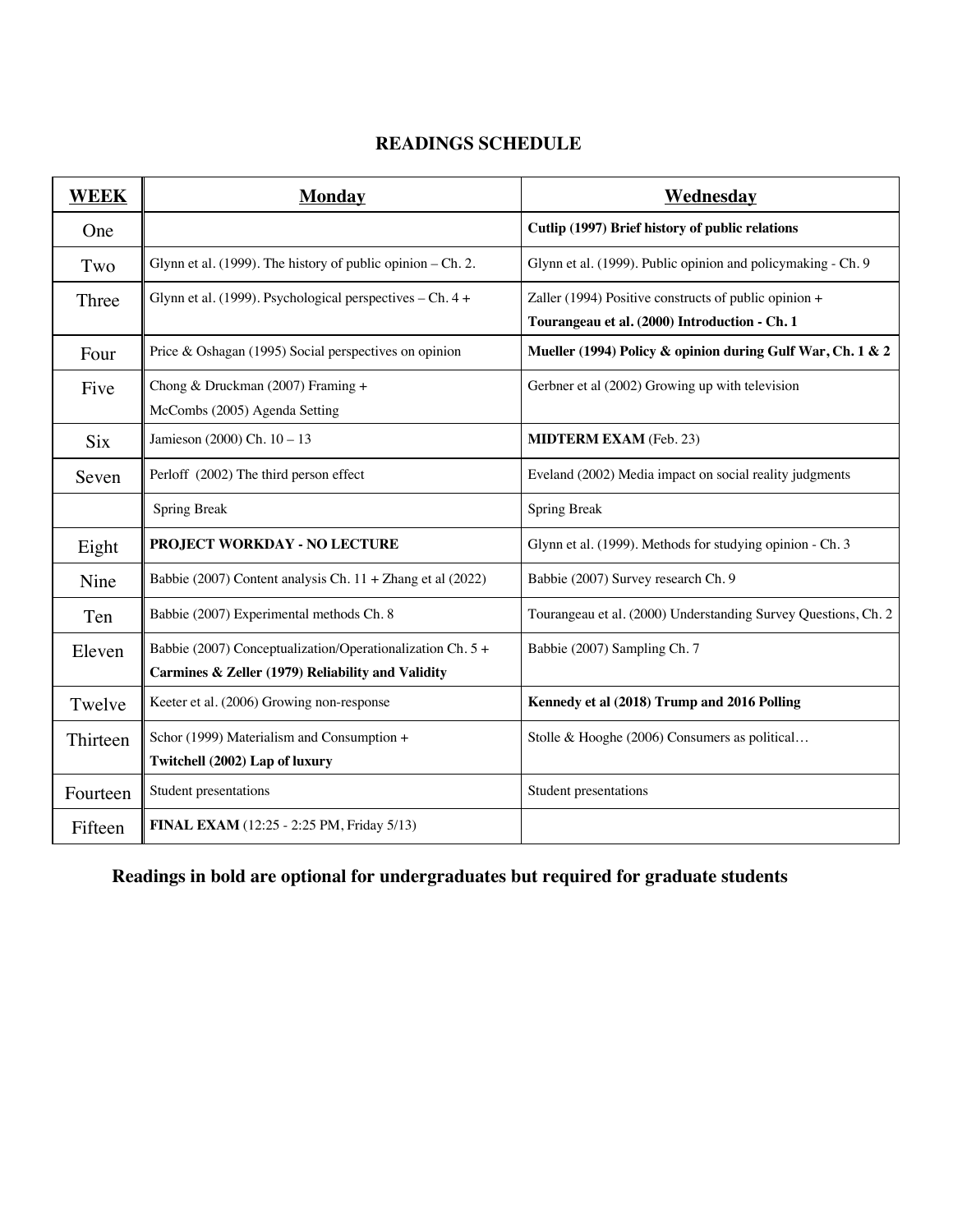## READINGS SCHEDULE

| WEEK | Monday | Wednesday |
|---|---|---|
| One | | **Cutlip (1997) Brief history of public relations** |
| Two | Glynn et al. (1999). The history of public opinion – Ch. 2. | Glynn et al. (1999). Public opinion and policymaking - Ch. 9 |
| Three | Glynn et al. (1999). Psychological perspectives – Ch. 4 + | Zaller (1994) Positive constructs of public opinion + **Tourangeau et al. (2000) Introduction - Ch. 1** |
| Four | Price & Oshagan (1995) Social perspectives on opinion | **Mueller (1994) Policy & opinion during Gulf War, Ch. 1 & 2** |
| Five | Chong & Druckman (2007) Framing + McCombs (2005) Agenda Setting | Gerbner et al (2002) Growing up with television |
| Six | Jamieson (2000) Ch. 10 – 13 | **MIDTERM EXAM** (Feb. 23) |
| Seven | Perloff (2002) The third person effect | Eveland (2002) Media impact on social reality judgments |
| | Spring Break | Spring Break |
| Eight | **PROJECT WORKDAY - NO LECTURE** | Glynn et al. (1999). Methods for studying opinion - Ch. 3 |
| Nine | Babbie (2007) Content analysis Ch. 11 + Zhang et al (2022) | Babbie (2007) Survey research Ch. 9 |
| Ten | Babbie (2007) Experimental methods Ch. 8 | Tourangeau et al. (2000) Understanding Survey Questions, Ch. 2 |
| Eleven | Babbie (2007) Conceptualization/Operationalization Ch. 5 + **Carmines & Zeller (1979) Reliability and Validity** | Babbie (2007) Sampling Ch. 7 |
| Twelve | Keeter et al. (2006) Growing non-response | **Kennedy et al (2018) Trump and 2016 Polling** |
| Thirteen | Schor (1999) Materialism and Consumption + **Twitchell (2002) Lap of luxury** | Stolle & Hooghe (2006) Consumers as political… |
| Fourteen | Student presentations | Student presentations |
| Fifteen | **FINAL EXAM** (12:25 - 2:25 PM, Friday 5/13) | |

**Readings in bold are optional for undergraduates but required for graduate students**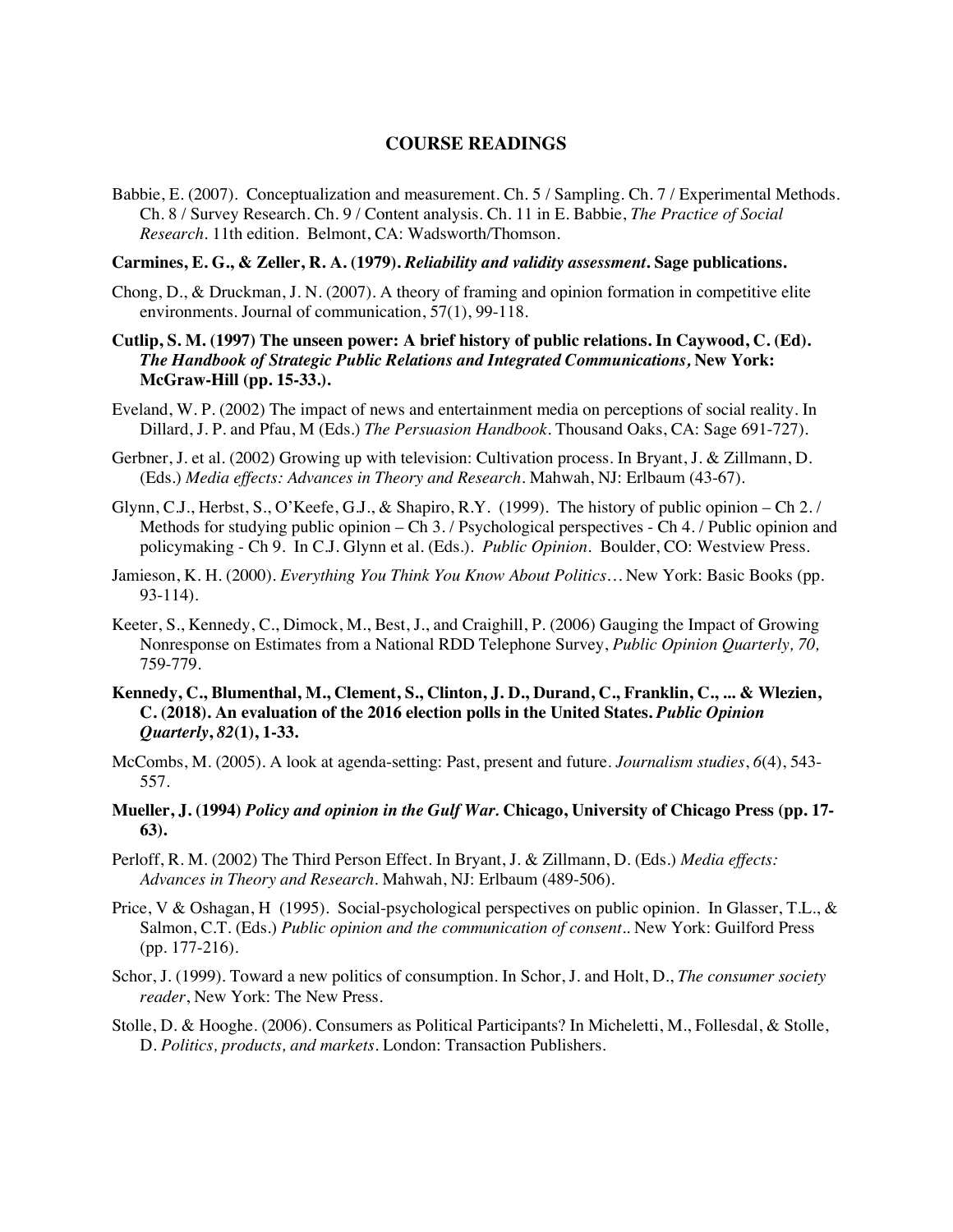## COURSE READINGS

Babbie, E. (2007). Conceptualization and measurement. Ch. 5 / Sampling. Ch. 7 / Experimental Methods. Ch. 8 / Survey Research. Ch. 9 / Content analysis. Ch. 11 in E. Babbie, *The Practice of Social Research*. 11th edition. Belmont, CA: Wadsworth/Thomson.

**Carmines, E. G., & Zeller, R. A. (1979).** ***Reliability and validity assessment*****. Sage publications.**

Chong, D., & Druckman, J. N. (2007). A theory of framing and opinion formation in competitive elite environments. Journal of communication, 57(1), 99-118.

**Cutlip, S. M. (1997) The unseen power: A brief history of public relations. In Caywood, C. (Ed).** ***The Handbook of Strategic Public Relations and Integrated Communications,*** **New York: McGraw-Hill (pp. 15-33.).**

Eveland, W. P. (2002) The impact of news and entertainment media on perceptions of social reality. In Dillard, J. P. and Pfau, M (Eds.) *The Persuasion Handbook*. Thousand Oaks, CA: Sage 691-727).

Gerbner, J. et al. (2002) Growing up with television: Cultivation process. In Bryant, J. & Zillmann, D. (Eds.) *Media effects: Advances in Theory and Research*. Mahwah, NJ: Erlbaum (43-67).

Glynn, C.J., Herbst, S., O'Keefe, G.J., & Shapiro, R.Y. (1999). The history of public opinion – Ch 2. / Methods for studying public opinion – Ch 3. / Psychological perspectives - Ch 4. / Public opinion and policymaking - Ch 9. In C.J. Glynn et al. (Eds.). *Public Opinion*. Boulder, CO: Westview Press.

Jamieson, K. H. (2000). *Everything You Think You Know About Politics…* New York: Basic Books (pp. 93-114).

Keeter, S., Kennedy, C., Dimock, M., Best, J., and Craighill, P. (2006) Gauging the Impact of Growing Nonresponse on Estimates from a National RDD Telephone Survey, *Public Opinion Quarterly, 70,* 759-779.

**Kennedy, C., Blumenthal, M., Clement, S., Clinton, J. D., Durand, C., Franklin, C., ... & Wlezien, C. (2018). An evaluation of the 2016 election polls in the United States.** ***Public Opinion Quarterly*****,** ***82*****(1), 1-33.**

McCombs, M. (2005). A look at agenda-setting: Past, present and future. *Journalism studies*, *6*(4), 543-557.

**Mueller, J. (1994)** ***Policy and opinion in the Gulf War.*** **Chicago, University of Chicago Press (pp. 17-63).**

Perloff, R. M. (2002) The Third Person Effect. In Bryant, J. & Zillmann, D. (Eds.) *Media effects: Advances in Theory and Research*. Mahwah, NJ: Erlbaum (489-506).

Price, V & Oshagan, H (1995). Social-psychological perspectives on public opinion. In Glasser, T.L., & Salmon, C.T. (Eds.) *Public opinion and the communication of consent.*. New York: Guilford Press (pp. 177-216).

Schor, J. (1999). Toward a new politics of consumption. In Schor, J. and Holt, D., *The consumer society reader*, New York: The New Press.

Stolle, D. & Hooghe. (2006). Consumers as Political Participants? In Micheletti, M., Follesdal, & Stolle, D. *Politics, products, and markets*. London: Transaction Publishers.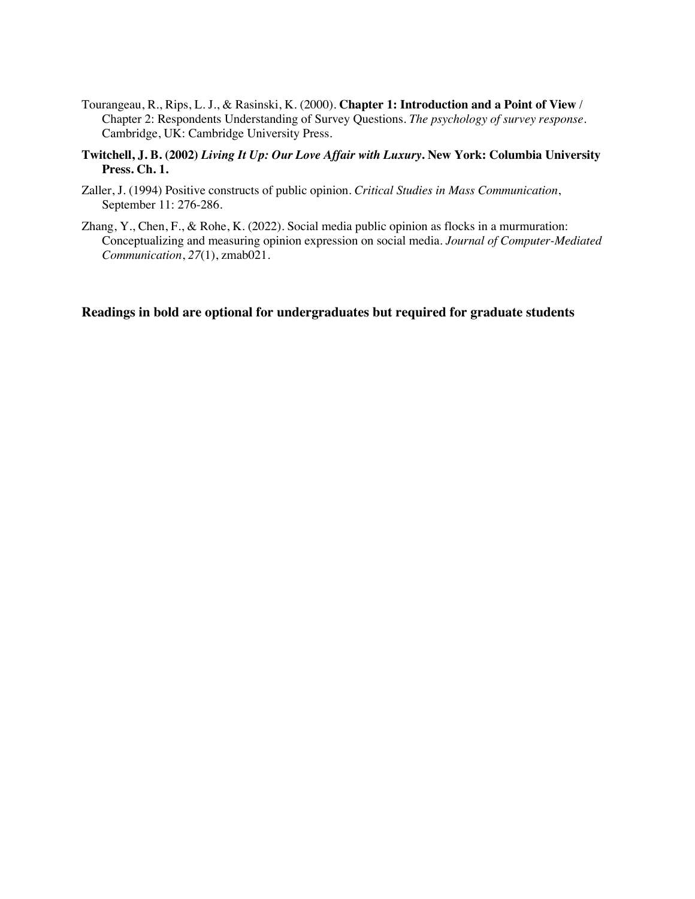Tourangeau, R., Rips, L. J., & Rasinski, K. (2000). **Chapter 1: Introduction and a Point of View** / Chapter 2: Respondents Understanding of Survey Questions. *The psychology of survey response*. Cambridge, UK: Cambridge University Press.

**Twitchell, J. B. (2002) *Living It Up: Our Love Affair with Luxury*. New York: Columbia University Press. Ch. 1.**

Zaller, J. (1994) Positive constructs of public opinion. *Critical Studies in Mass Communication*, September 11: 276-286.

Zhang, Y., Chen, F., & Rohe, K. (2022). Social media public opinion as flocks in a murmuration: Conceptualizing and measuring opinion expression on social media. *Journal of Computer-Mediated Communication*, *27*(1), zmab021.

**Readings in bold are optional for undergraduates but required for graduate students**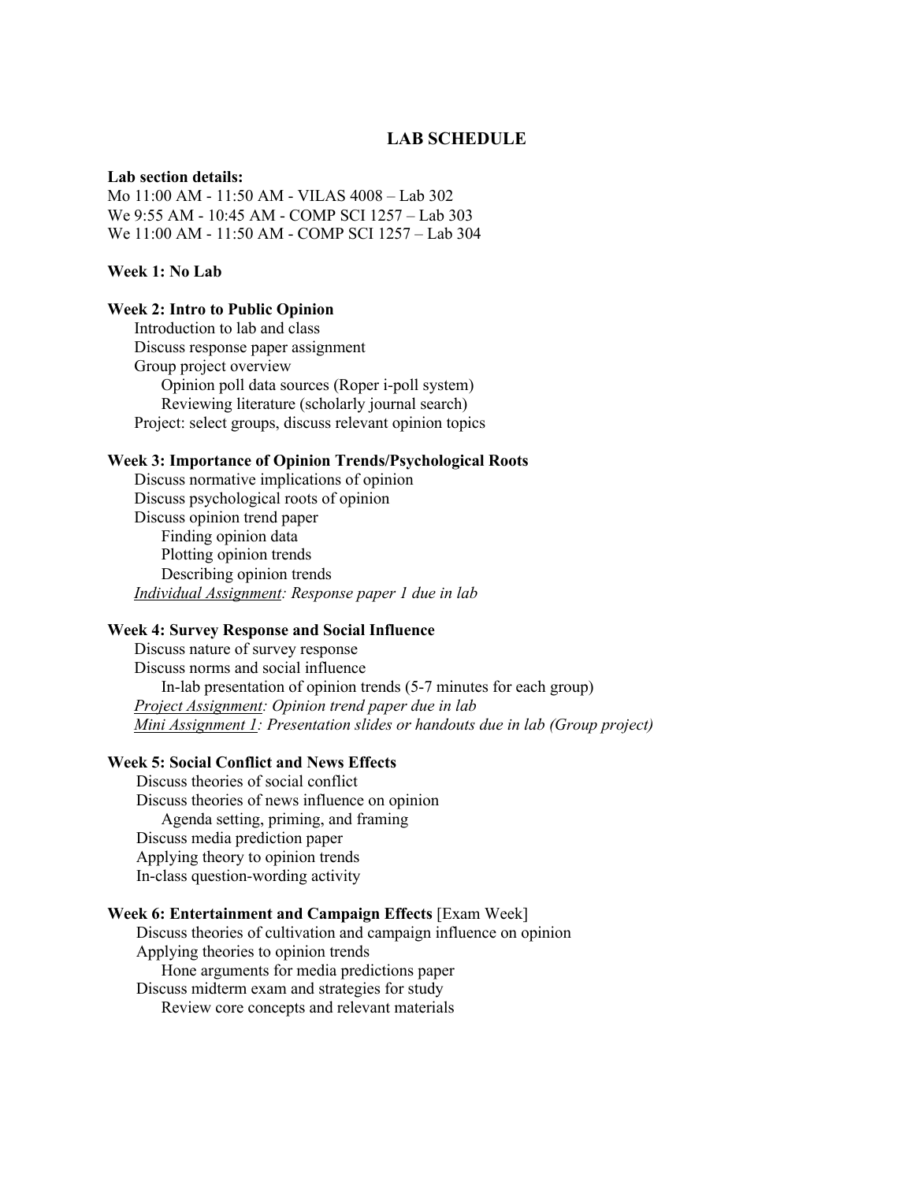## LAB SCHEDULE

**Lab section details:**
Mo 11:00 AM - 11:50 AM - VILAS 4008 – Lab 302
We 9:55 AM - 10:45 AM - COMP SCI 1257 – Lab 303
We 11:00 AM - 11:50 AM - COMP SCI 1257 – Lab 304

**Week 1: No Lab**

**Week 2: Intro to Public Opinion**

- Introduction to lab and class
- Discuss response paper assignment
- Group project overview
  - Opinion poll data sources (Roper i-poll system)
  - Reviewing literature (scholarly journal search)
- Project: select groups, discuss relevant opinion topics

**Week 3: Importance of Opinion Trends/Psychological Roots**

- Discuss normative implications of opinion
- Discuss psychological roots of opinion
- Discuss opinion trend paper
  - Finding opinion data
  - Plotting opinion trends
  - Describing opinion trends
- *Individual Assignment: Response paper 1 due in lab*

**Week 4: Survey Response and Social Influence**

- Discuss nature of survey response
- Discuss norms and social influence
  - In-lab presentation of opinion trends (5-7 minutes for each group)
- *Project Assignment: Opinion trend paper due in lab*
- *Mini Assignment 1: Presentation slides or handouts due in lab (Group project)*

**Week 5: Social Conflict and News Effects**

- Discuss theories of social conflict
- Discuss theories of news influence on opinion
  - Agenda setting, priming, and framing
- Discuss media prediction paper
- Applying theory to opinion trends
- In-class question-wording activity

**Week 6: Entertainment and Campaign Effects** [Exam Week]

- Discuss theories of cultivation and campaign influence on opinion
- Applying theories to opinion trends
  - Hone arguments for media predictions paper
- Discuss midterm exam and strategies for study
  - Review core concepts and relevant materials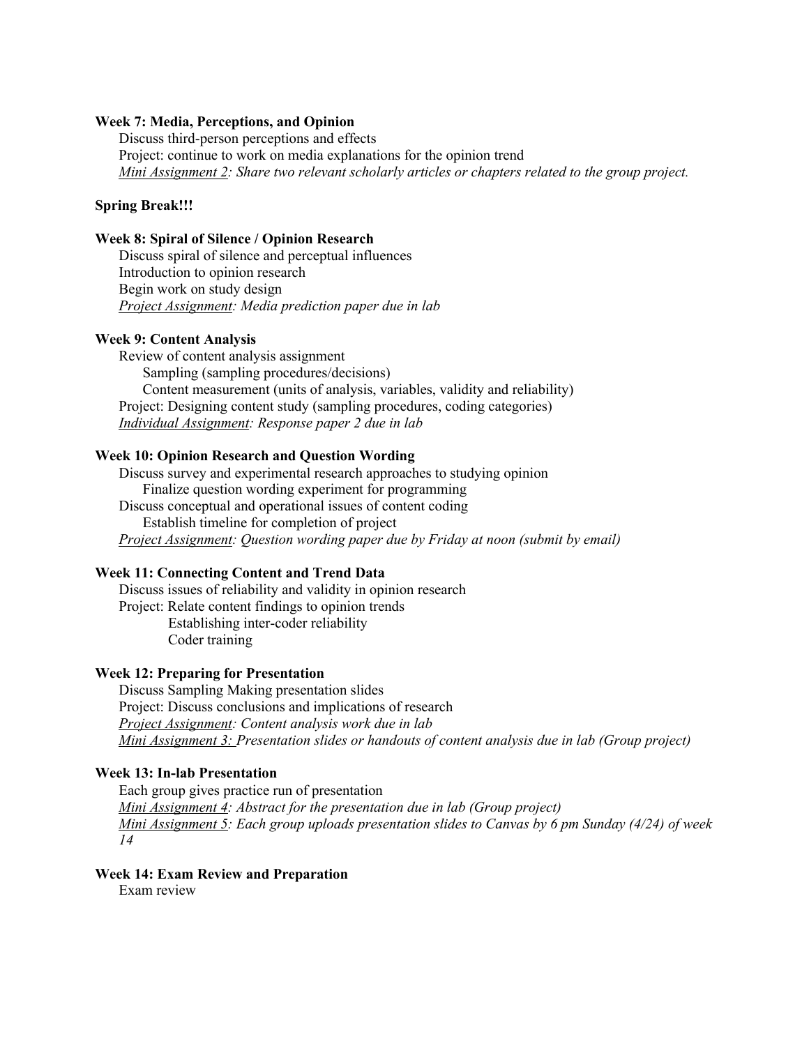**Week 7: Media, Perceptions, and Opinion**

Discuss third-person perceptions and effects
Project: continue to work on media explanations for the opinion trend
*<u>Mini Assignment 2</u>: Share two relevant scholarly articles or chapters related to the group project.*

**Spring Break!!!**

**Week 8: Spiral of Silence / Opinion Research**

Discuss spiral of silence and perceptual influences
Introduction to opinion research
Begin work on study design
*<u>Project Assignment</u>: Media prediction paper due in lab*

**Week 9: Content Analysis**

Review of content analysis assignment
- Sampling (sampling procedures/decisions)
- Content measurement (units of analysis, variables, validity and reliability)

Project: Designing content study (sampling procedures, coding categories)
*<u>Individual Assignment</u>: Response paper 2 due in lab*

**Week 10: Opinion Research and Question Wording**

Discuss survey and experimental research approaches to studying opinion
- Finalize question wording experiment for programming

Discuss conceptual and operational issues of content coding
- Establish timeline for completion of project

*<u>Project Assignment</u>: Question wording paper due by Friday at noon (submit by email)*

**Week 11: Connecting Content and Trend Data**

Discuss issues of reliability and validity in opinion research
Project: Relate content findings to opinion trends
- Establishing inter-coder reliability
- Coder training

**Week 12: Preparing for Presentation**

Discuss Sampling Making presentation slides
Project: Discuss conclusions and implications of research
*<u>Project Assignment</u>: Content analysis work due in lab*
*<u>Mini Assignment 3:</u> Presentation slides or handouts of content analysis due in lab (Group project)*

**Week 13: In-lab Presentation**

Each group gives practice run of presentation
*<u>Mini Assignment 4</u>: Abstract for the presentation due in lab (Group project)*
*<u>Mini Assignment 5</u>: Each group uploads presentation slides to Canvas by 6 pm Sunday (4/24) of week 14*

**Week 14: Exam Review and Preparation**

Exam review